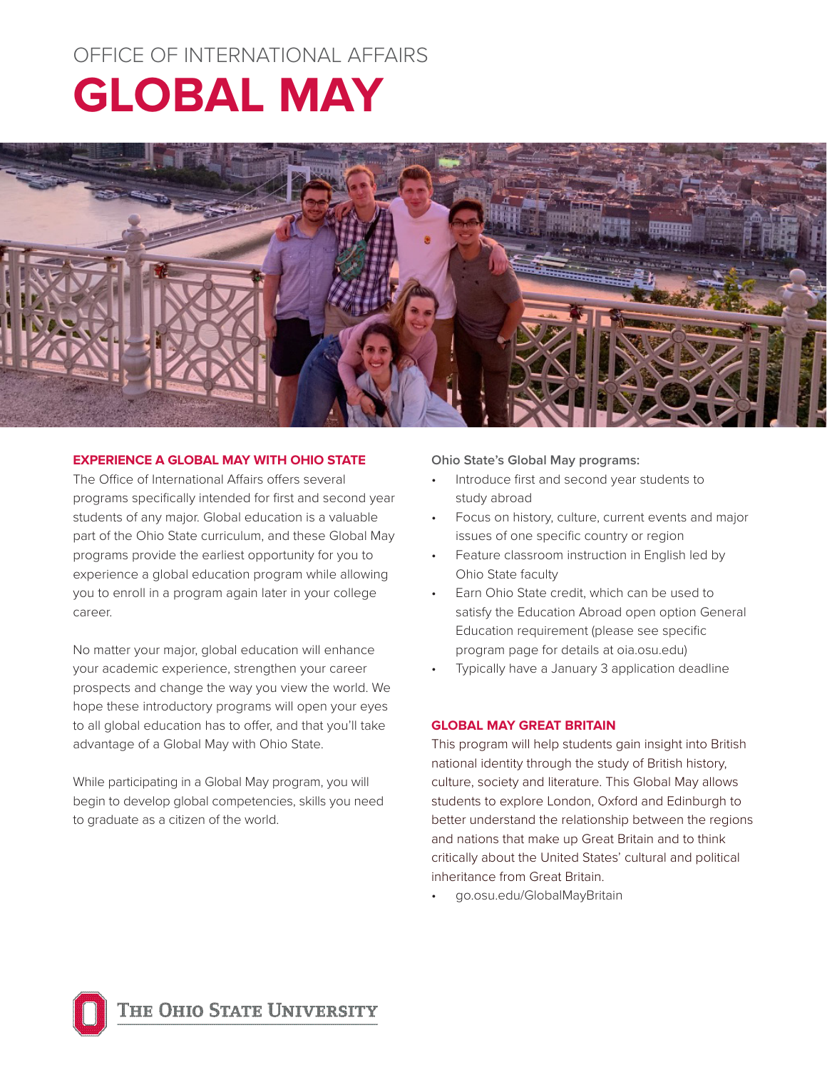OFFICE OF INTERNATIONAL AFFAIRS

# GLOBAL MAY

## EXPERIENCE A GLOBAL MAY WITH OHIO STATE

The Office of International Affairs offers several programs specifically intended for first and second year students of any major. Global education is a valuable part of the Ohio State curriculum, and these Global May programs provide the earliest opportunity for you to experience a global education program while allowing you to enroll in a program again later in your college career.

No matter your major, global education will enhance your academic experience, strengthen your career prospects and change the way you view the world. We hope these introductory programs will open your eyes to all global education has to offer, and that you'll take advantage of a Global May with Ohio State.

While participating in a Global May program, you will begin to develop global competencies, skills you need to graduate as a citizen of the world.

Ohio State's Global May programs:

- Introduce first and second year students to study abroad
- Focus on history, culture, current events and major issues of one specific country or region
- Feature classroom instruction in English led by Ohio State faculty
- Earn Ohio State credit, which can be used to satisfy the Education Abroad open option General Education requirement (please see specific program page for details at oia.osu.edu)
- Typically have a January 3 application deadline

## GLOBAL MAY GREAT BRITAIN

This program will help students gain insight into British national identity through the study of British history, culture, society and literature. This Global May allows students to explore London, Oxford and Edinburgh to better understand the relationship between the regions and nations that make up Great Britain and to think critically about the United States' cultural and political inheritance from Great Britain.

- go.osu.edu/GlobalMayBritain

THE OHIO STATE UNIVERSITY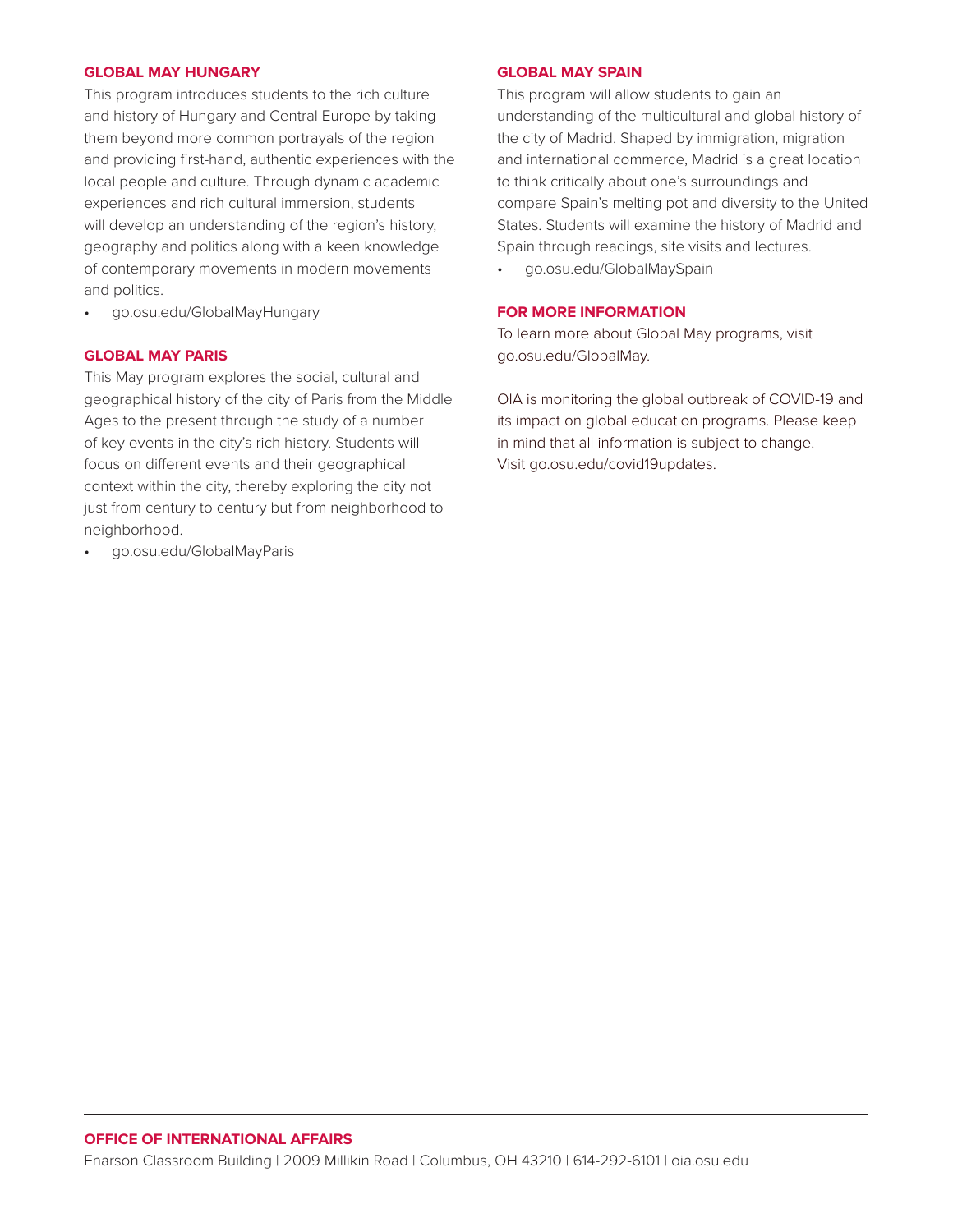## GLOBAL MAY HUNGARY

This program introduces students to the rich culture and history of Hungary and Central Europe by taking them beyond more common portrayals of the region and providing first-hand, authentic experiences with the local people and culture. Through dynamic academic experiences and rich cultural immersion, students will develop an understanding of the region's history, geography and politics along with a keen knowledge of contemporary movements in modern movements and politics.

- go.osu.edu/GlobalMayHungary

## GLOBAL MAY PARIS

This May program explores the social, cultural and geographical history of the city of Paris from the Middle Ages to the present through the study of a number of key events in the city's rich history. Students will focus on different events and their geographical context within the city, thereby exploring the city not just from century to century but from neighborhood to neighborhood.

- go.osu.edu/GlobalMayParis

## GLOBAL MAY SPAIN

This program will allow students to gain an understanding of the multicultural and global history of the city of Madrid. Shaped by immigration, migration and international commerce, Madrid is a great location to think critically about one's surroundings and compare Spain's melting pot and diversity to the United States. Students will examine the history of Madrid and Spain through readings, site visits and lectures.

- go.osu.edu/GlobalMaySpain

## FOR MORE INFORMATION

To learn more about Global May programs, visit go.osu.edu/GlobalMay.

OIA is monitoring the global outbreak of COVID-19 and its impact on global education programs. Please keep in mind that all information is subject to change. Visit go.osu.edu/covid19updates.

**OFFICE OF INTERNATIONAL AFFAIRS**

Enarson Classroom Building | 2009 Millikin Road | Columbus, OH 43210 | 614-292-6101 | oia.osu.edu